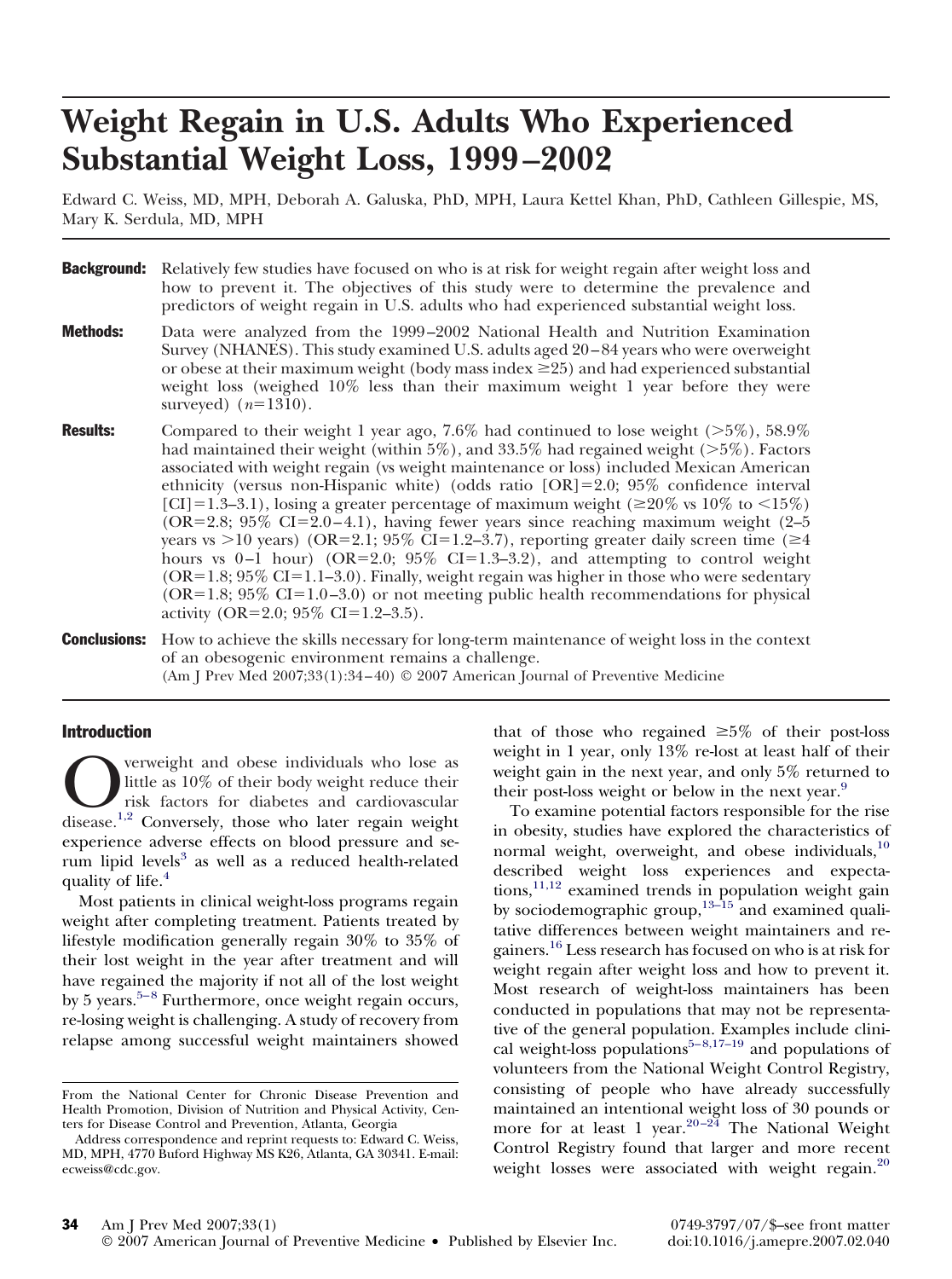# Weight Regain in U.S. Adults Who Experienced Substantial Weight Loss, 1999–2002

Edward C. Weiss, MD, MPH, Deborah A. Galuska, PhD, MPH, Laura Kettel Khan, PhD, Cathleen Gillespie, MS, Mary K. Serdula, MD, MPH

**Background:** Relatively few studies have focused on who is at risk for weight regain after weight loss and how to prevent it. The objectives of this study were to determine the prevalence and predictors of weight regain in U.S. adults who had experienced substantial weight loss.

**Methods:** Data were analyzed from the 1999–2002 National Health and Nutrition Examination Survey (NHANES). This study examined U.S. adults aged 20–84 years who were overweight or obese at their maximum weight (body mass index ≥25) and had experienced substantial weight loss (weighed 10% less than their maximum weight 1 year before they were surveyed) ($n$=1310).

**Results:** Compared to their weight 1 year ago, 7.6% had continued to lose weight (>5%), 58.9% had maintained their weight (within 5%), and 33.5% had regained weight (>5%). Factors associated with weight regain (vs weight maintenance or loss) included Mexican American ethnicity (versus non-Hispanic white) (odds ratio [OR]=2.0; 95% confidence interval [CI]=1.3–3.1), losing a greater percentage of maximum weight (≥20% vs 10% to <15%) (OR=2.8; 95% CI=2.0–4.1), having fewer years since reaching maximum weight (2–5 years vs >10 years) (OR=2.1; 95% CI=1.2–3.7), reporting greater daily screen time (≥4 hours vs 0–1 hour) (OR=2.0; 95% CI=1.3–3.2), and attempting to control weight (OR=1.8; 95% CI=1.1–3.0). Finally, weight regain was higher in those who were sedentary (OR=1.8; 95% CI=1.0–3.0) or not meeting public health recommendations for physical activity (OR=2.0; 95% CI=1.2–3.5).

**Conclusions:** How to achieve the skills necessary for long-term maintenance of weight loss in the context of an obesogenic environment remains a challenge.
(Am J Prev Med 2007;33(1):34–40) © 2007 American Journal of Preventive Medicine

## Introduction

Overweight and obese individuals who lose as little as 10% of their body weight reduce their risk factors for diabetes and cardiovascular disease.[1,2] Conversely, those who later regain weight experience adverse effects on blood pressure and serum lipid levels[3] as well as a reduced health-related quality of life.[4]

Most patients in clinical weight-loss programs regain weight after completing treatment. Patients treated by lifestyle modification generally regain 30% to 35% of their lost weight in the year after treatment and will have regained the majority if not all of the lost weight by 5 years.[5–8] Furthermore, once weight regain occurs, re-losing weight is challenging. A study of recovery from relapse among successful weight maintainers showed that of those who regained ≥5% of their post-loss weight in 1 year, only 13% re-lost at least half of their weight gain in the next year, and only 5% returned to their post-loss weight or below in the next year.[9]

To examine potential factors responsible for the rise in obesity, studies have explored the characteristics of normal weight, overweight, and obese individuals,[10] described weight loss experiences and expectations,[11,12] examined trends in population weight gain by sociodemographic group,[13–15] and examined qualitative differences between weight maintainers and regainers.[16] Less research has focused on who is at risk for weight regain after weight loss and how to prevent it. Most research of weight-loss maintainers has been conducted in populations that may not be representative of the general population. Examples include clinical weight-loss populations[5–8,17–19] and populations of volunteers from the National Weight Control Registry, consisting of people who have already successfully maintained an intentional weight loss of 30 pounds or more for at least 1 year.[20–24] The National Weight Control Registry found that larger and more recent weight losses were associated with weight regain.[20]

From the National Center for Chronic Disease Prevention and Health Promotion, Division of Nutrition and Physical Activity, Centers for Disease Control and Prevention, Atlanta, Georgia

Address correspondence and reprint requests to: Edward C. Weiss, MD, MPH, 4770 Buford Highway MS K26, Atlanta, GA 30341. E-mail: ecweiss@cdc.gov.

0749-3797/07/$–see front matter
doi:10.1016/j.amepre.2007.02.040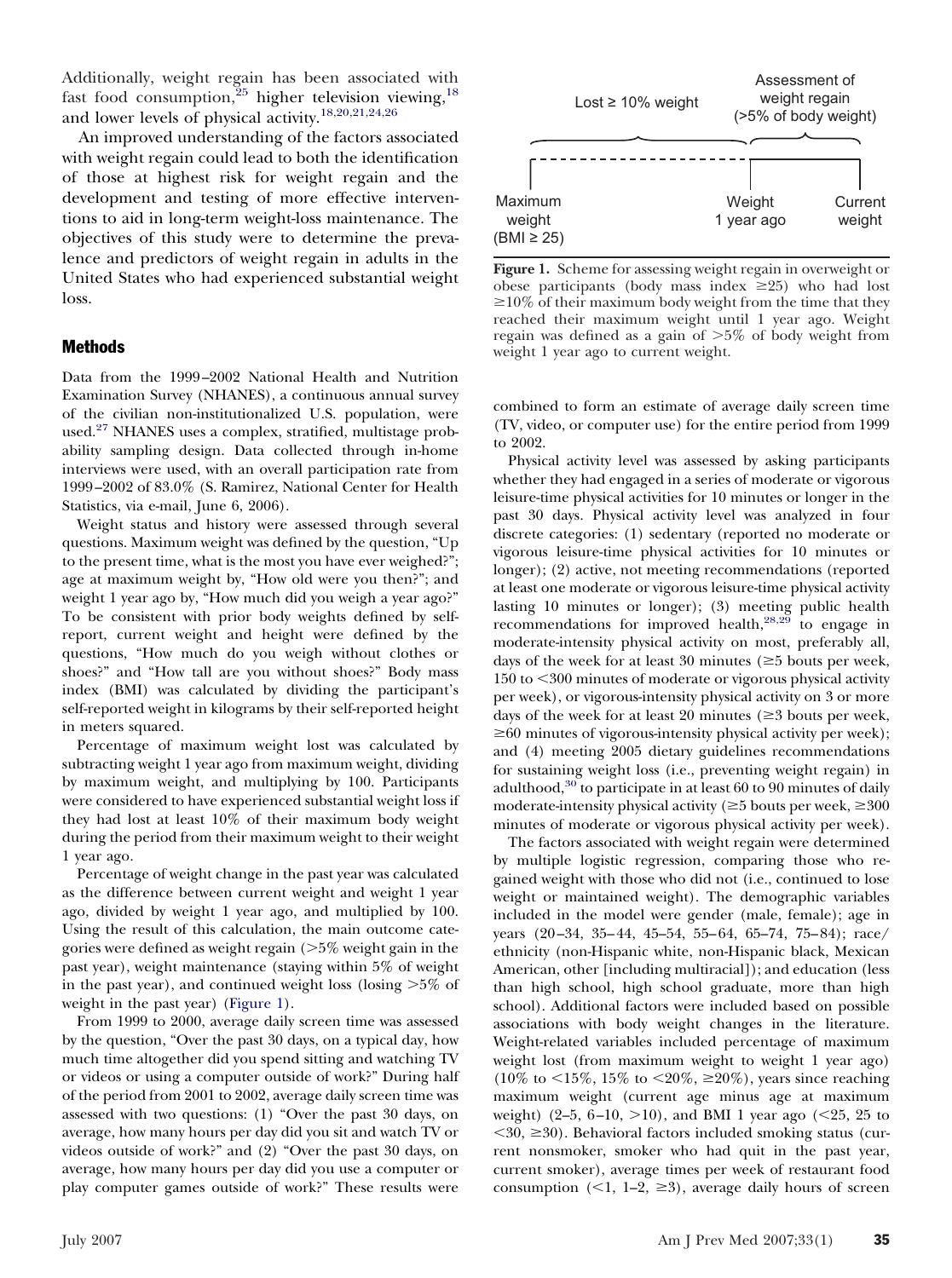Additionally, weight regain has been associated with fast food consumption,[25] higher television viewing,[18] and lower levels of physical activity.[18,20,21,24,26]

An improved understanding of the factors associated with weight regain could lead to both the identification of those at highest risk for weight regain and the development and testing of more effective interventions to aid in long-term weight-loss maintenance. The objectives of this study were to determine the prevalence and predictors of weight regain in adults in the United States who had experienced substantial weight loss.

## Methods

Data from the 1999–2002 National Health and Nutrition Examination Survey (NHANES), a continuous annual survey of the civilian non-institutionalized U.S. population, were used.[27] NHANES uses a complex, stratified, multistage probability sampling design. Data collected through in-home interviews were used, with an overall participation rate from 1999–2002 of 83.0% (S. Ramirez, National Center for Health Statistics, via e-mail, June 6, 2006).

Weight status and history were assessed through several questions. Maximum weight was defined by the question, "Up to the present time, what is the most you have ever weighed?"; age at maximum weight by, "How old were you then?"; and weight 1 year ago by, "How much did you weigh a year ago?" To be consistent with prior body weights defined by self-report, current weight and height were defined by the questions, "How much do you weigh without clothes or shoes?" and "How tall are you without shoes?" Body mass index (BMI) was calculated by dividing the participant's self-reported weight in kilograms by their self-reported height in meters squared.

Percentage of maximum weight lost was calculated by subtracting weight 1 year ago from maximum weight, dividing by maximum weight, and multiplying by 100. Participants were considered to have experienced substantial weight loss if they had lost at least 10% of their maximum body weight during the period from their maximum weight to their weight 1 year ago.

Percentage of weight change in the past year was calculated as the difference between current weight and weight 1 year ago, divided by weight 1 year ago, and multiplied by 100. Using the result of this calculation, the main outcome categories were defined as weight regain (>5% weight gain in the past year), weight maintenance (staying within 5% of weight in the past year), and continued weight loss (losing >5% of weight in the past year) (Figure 1).

From 1999 to 2000, average daily screen time was assessed by the question, "Over the past 30 days, on a typical day, how much time altogether did you spend sitting and watching TV or videos or using a computer outside of work?" During half of the period from 2001 to 2002, average daily screen time was assessed with two questions: (1) "Over the past 30 days, on average, how many hours per day did you sit and watch TV or videos outside of work?" and (2) "Over the past 30 days, on average, how many hours per day did you use a computer or play computer games outside of work?" These results were

Lost ≥ 10% weight

Assessment of weight regain (>5% of body weight)

Maximum weight (BMI ≥ 25)

Weight 1 year ago

Current weight

**Figure 1.** Scheme for assessing weight regain in overweight or obese participants (body mass index ≥25) who had lost ≥10% of their maximum body weight from the time that they reached their maximum weight until 1 year ago. Weight regain was defined as a gain of >5% of body weight from weight 1 year ago to current weight.

combined to form an estimate of average daily screen time (TV, video, or computer use) for the entire period from 1999 to 2002.

Physical activity level was assessed by asking participants whether they had engaged in a series of moderate or vigorous leisure-time physical activities for 10 minutes or longer in the past 30 days. Physical activity level was analyzed in four discrete categories: (1) sedentary (reported no moderate or vigorous leisure-time physical activities for 10 minutes or longer); (2) active, not meeting recommendations (reported at least one moderate or vigorous leisure-time physical activity lasting 10 minutes or longer); (3) meeting public health recommendations for improved health,[28,29] to engage in moderate-intensity physical activity on most, preferably all, days of the week for at least 30 minutes (≥5 bouts per week, 150 to <300 minutes of moderate or vigorous physical activity per week), or vigorous-intensity physical activity on 3 or more days of the week for at least 20 minutes (≥3 bouts per week, ≥60 minutes of vigorous-intensity physical activity per week); and (4) meeting 2005 dietary guidelines recommendations for sustaining weight loss (i.e., preventing weight regain) in adulthood,[30] to participate in at least 60 to 90 minutes of daily moderate-intensity physical activity (≥5 bouts per week, ≥300 minutes of moderate or vigorous physical activity per week).

The factors associated with weight regain were determined by multiple logistic regression, comparing those who regained weight with those who did not (i.e., continued to lose weight or maintained weight). The demographic variables included in the model were gender (male, female); age in years (20–34, 35–44, 45–54, 55–64, 65–74, 75–84); race/ethnicity (non-Hispanic white, non-Hispanic black, Mexican American, other [including multiracial]); and education (less than high school, high school graduate, more than high school). Additional factors were included based on possible associations with body weight changes in the literature. Weight-related variables included percentage of maximum weight lost (from maximum weight to weight 1 year ago) (10% to <15%, 15% to <20%, ≥20%), years since reaching maximum weight (current age minus age at maximum weight) (2–5, 6–10, >10), and BMI 1 year ago (<25, 25 to <30, ≥30). Behavioral factors included smoking status (current nonsmoker, smoker who had quit in the past year, current smoker), average times per week of restaurant food consumption (<1, 1–2, ≥3), average daily hours of screen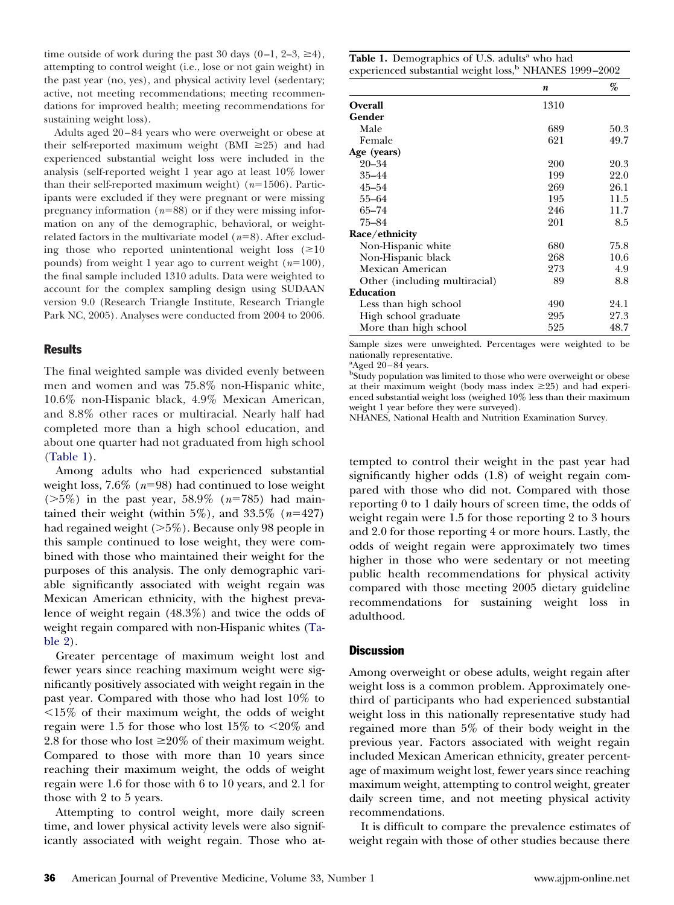time outside of work during the past 30 days (0–1, 2–3, ≥4), attempting to control weight (i.e., lose or not gain weight) in the past year (no, yes), and physical activity level (sedentary; active, not meeting recommendations; meeting recommendations for improved health; meeting recommendations for sustaining weight loss).

Adults aged 20–84 years who were overweight or obese at their self-reported maximum weight (BMI ≥25) and had experienced substantial weight loss were included in the analysis (self-reported weight 1 year ago at least 10% lower than their self-reported maximum weight) ($n$=1506). Participants were excluded if they were pregnant or were missing pregnancy information ($n$=88) or if they were missing information on any of the demographic, behavioral, or weight-related factors in the multivariate model ($n$=8). After excluding those who reported unintentional weight loss (≥10 pounds) from weight 1 year ago to current weight ($n$=100), the final sample included 1310 adults. Data were weighted to account for the complex sampling design using SUDAAN version 9.0 (Research Triangle Institute, Research Triangle Park NC, 2005). Analyses were conducted from 2004 to 2006.

## Results

The final weighted sample was divided evenly between men and women and was 75.8% non-Hispanic white, 10.6% non-Hispanic black, 4.9% Mexican American, and 8.8% other races or multiracial. Nearly half had completed more than a high school education, and about one quarter had not graduated from high school (Table 1).

Among adults who had experienced substantial weight loss, 7.6% ($n$=98) had continued to lose weight (>5%) in the past year, 58.9% ($n$=785) had maintained their weight (within 5%), and 33.5% ($n$=427) had regained weight (>5%). Because only 98 people in this sample continued to lose weight, they were combined with those who maintained their weight for the purposes of this analysis. The only demographic variable significantly associated with weight regain was Mexican American ethnicity, with the highest prevalence of weight regain (48.3%) and twice the odds of weight regain compared with non-Hispanic whites (Table 2).

Greater percentage of maximum weight lost and fewer years since reaching maximum weight were significantly positively associated with weight regain in the past year. Compared with those who had lost 10% to <15% of their maximum weight, the odds of weight regain were 1.5 for those who lost 15% to <20% and 2.8 for those who lost ≥20% of their maximum weight. Compared to those with more than 10 years since reaching their maximum weight, the odds of weight regain were 1.6 for those with 6 to 10 years, and 2.1 for those with 2 to 5 years.

Attempting to control weight, more daily screen time, and lower physical activity levels were also significantly associated with weight regain. Those who attempted to control their weight in the past year had significantly higher odds (1.8) of weight regain compared with those who did not. Compared with those reporting 0 to 1 daily hours of screen time, the odds of weight regain were 1.5 for those reporting 2 to 3 hours and 2.0 for those reporting 4 or more hours. Lastly, the odds of weight regain were approximately two times higher in those who were sedentary or not meeting public health recommendations for physical activity compared with those meeting 2005 dietary guideline recommendations for sustaining weight loss in adulthood.

**Table 1.** Demographics of U.S. adults[a] who had experienced substantial weight loss,[b] NHANES 1999–2002

| | *n* | % |
|---|---|---|
| **Overall** | 1310 | |
| **Gender** | | |
| Male | 689 | 50.3 |
| Female | 621 | 49.7 |
| **Age (years)** | | |
| 20–34 | 200 | 20.3 |
| 35–44 | 199 | 22.0 |
| 45–54 | 269 | 26.1 |
| 55–64 | 195 | 11.5 |
| 65–74 | 246 | 11.7 |
| 75–84 | 201 | 8.5 |
| **Race/ethnicity** | | |
| Non-Hispanic white | 680 | 75.8 |
| Non-Hispanic black | 268 | 10.6 |
| Mexican American | 273 | 4.9 |
| Other (including multiracial) | 89 | 8.8 |
| **Education** | | |
| Less than high school | 490 | 24.1 |
| High school graduate | 295 | 27.3 |
| More than high school | 525 | 48.7 |

Sample sizes were unweighted. Percentages were weighted to be nationally representative.

[a]Aged 20–84 years.

[b]Study population was limited to those who were overweight or obese at their maximum weight (body mass index ≥25) and had experienced substantial weight loss (weighed 10% less than their maximum weight 1 year before they were surveyed).

NHANES, National Health and Nutrition Examination Survey.

## Discussion

Among overweight or obese adults, weight regain after weight loss is a common problem. Approximately one-third of participants who had experienced substantial weight loss in this nationally representative study had regained more than 5% of their body weight in the previous year. Factors associated with weight regain included Mexican American ethnicity, greater percentage of maximum weight lost, fewer years since reaching maximum weight, attempting to control weight, greater daily screen time, and not meeting physical activity recommendations.

It is difficult to compare the prevalence estimates of weight regain with those of other studies because there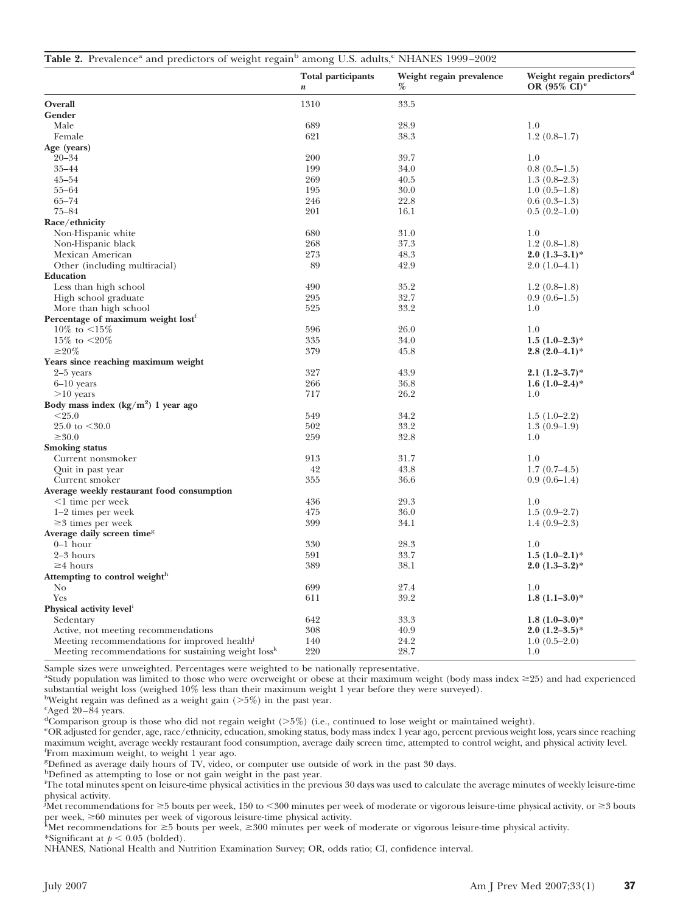**Table 2.** Prevalence[a] and predictors of weight regain[b] among U.S. adults,[c] NHANES 1999–2002

| | Total participants $n$ | Weight regain prevalence % | Weight regain predictors[d] OR (95% CI)[e] |
|---|---|---|---|
| **Overall** | 1310 | 33.5 | |
| **Gender** | | | |
| Male | 689 | 28.9 | 1.0 |
| Female | 621 | 38.3 | 1.2 (0.8–1.7) |
| **Age (years)** | | | |
| 20–34 | 200 | 39.7 | 1.0 |
| 35–44 | 199 | 34.0 | 0.8 (0.5–1.5) |
| 45–54 | 269 | 40.5 | 1.3 (0.8–2.3) |
| 55–64 | 195 | 30.0 | 1.0 (0.5–1.8) |
| 65–74 | 246 | 22.8 | 0.6 (0.3–1.3) |
| 75–84 | 201 | 16.1 | 0.5 (0.2–1.0) |
| **Race/ethnicity** | | | |
| Non-Hispanic white | 680 | 31.0 | 1.0 |
| Non-Hispanic black | 268 | 37.3 | 1.2 (0.8–1.8) |
| Mexican American | 273 | 48.3 | **2.0 (1.3–3.1)*** |
| Other (including multiracial) | 89 | 42.9 | 2.0 (1.0–4.1) |
| **Education** | | | |
| Less than high school | 490 | 35.2 | 1.2 (0.8–1.8) |
| High school graduate | 295 | 32.7 | 0.9 (0.6–1.5) |
| More than high school | 525 | 33.2 | 1.0 |
| **Percentage of maximum weight lost**[f] | | | |
| 10% to <15% | 596 | 26.0 | 1.0 |
| 15% to <20% | 335 | 34.0 | **1.5 (1.0–2.3)*** |
| ≥20% | 379 | 45.8 | **2.8 (2.0–4.1)*** |
| **Years since reaching maximum weight** | | | |
| 2–5 years | 327 | 43.9 | **2.1 (1.2–3.7)*** |
| 6–10 years | 266 | 36.8 | **1.6 (1.0–2.4)*** |
| >10 years | 717 | 26.2 | 1.0 |
| **Body mass index (kg/m$^2$) 1 year ago** | | | |
| <25.0 | 549 | 34.2 | 1.5 (1.0–2.2) |
| 25.0 to <30.0 | 502 | 33.2 | 1.3 (0.9–1.9) |
| ≥30.0 | 259 | 32.8 | 1.0 |
| **Smoking status** | | | |
| Current nonsmoker | 913 | 31.7 | 1.0 |
| Quit in past year | 42 | 43.8 | 1.7 (0.7–4.5) |
| Current smoker | 355 | 36.6 | 0.9 (0.6–1.4) |
| **Average weekly restaurant food consumption** | | | |
| <1 time per week | 436 | 29.3 | 1.0 |
| 1–2 times per week | 475 | 36.0 | 1.5 (0.9–2.7) |
| ≥3 times per week | 399 | 34.1 | 1.4 (0.9–2.3) |
| **Average daily screen time**[g] | | | |
| 0–1 hour | 330 | 28.3 | 1.0 |
| 2–3 hours | 591 | 33.7 | **1.5 (1.0–2.1)*** |
| ≥4 hours | 389 | 38.1 | **2.0 (1.3–3.2)*** |
| **Attempting to control weight**[h] | | | |
| No | 699 | 27.4 | 1.0 |
| Yes | 611 | 39.2 | **1.8 (1.1–3.0)*** |
| **Physical activity level**[i] | | | |
| Sedentary | 642 | 33.3 | **1.8 (1.0–3.0)*** |
| Active, not meeting recommendations | 308 | 40.9 | **2.0 (1.2–3.5)*** |
| Meeting recommendations for improved health[j] | 140 | 24.2 | 1.0 (0.5–2.0) |
| Meeting recommendations for sustaining weight loss[k] | 220 | 28.7 | 1.0 |

Sample sizes were unweighted. Percentages were weighted to be nationally representative.

[a]Study population was limited to those who were overweight or obese at their maximum weight (body mass index ≥25) and had experienced substantial weight loss (weighed 10% less than their maximum weight 1 year before they were surveyed).

[b]Weight regain was defined as a weight gain (>5%) in the past year.

[c]Aged 20–84 years.

[d]Comparison group is those who did not regain weight (>5%) (i.e., continued to lose weight or maintained weight).

[e]OR adjusted for gender, age, race/ethnicity, education, smoking status, body mass index 1 year ago, percent previous weight loss, years since reaching maximum weight, average weekly restaurant food consumption, average daily screen time, attempted to control weight, and physical activity level.

[f]From maximum weight, to weight 1 year ago.

[g]Defined as average daily hours of TV, video, or computer use outside of work in the past 30 days.

[h]Defined as attempting to lose or not gain weight in the past year.

[i]The total minutes spent on leisure-time physical activities in the previous 30 days was used to calculate the average minutes of weekly leisure-time physical activity.

[j]Met recommendations for ≥5 bouts per week, 150 to <300 minutes per week of moderate or vigorous leisure-time physical activity, or ≥3 bouts per week, ≥60 minutes per week of vigorous leisure-time physical activity.

[k]Met recommendations for ≥5 bouts per week, ≥300 minutes per week of moderate or vigorous leisure-time physical activity.

*Significant at $p < 0.05$ (bolded).

NHANES, National Health and Nutrition Examination Survey; OR, odds ratio; CI, confidence interval.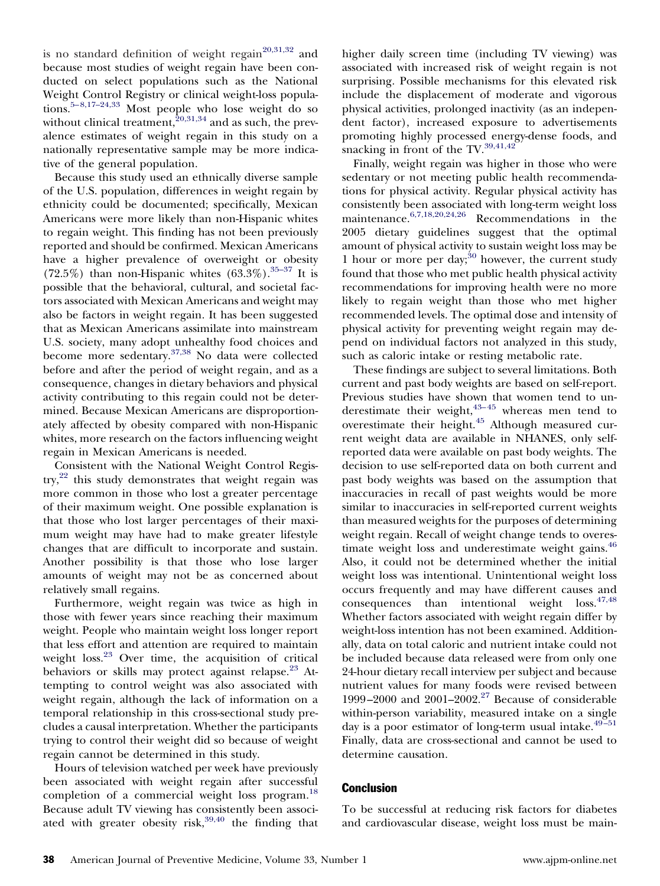is no standard definition of weight regain[20,31,32] and because most studies of weight regain have been conducted on select populations such as the National Weight Control Registry or clinical weight-loss populations.[5–8,17–24,33] Most people who lose weight do so without clinical treatment,[20,31,34] and as such, the prevalence estimates of weight regain in this study on a nationally representative sample may be more indicative of the general population.

Because this study used an ethnically diverse sample of the U.S. population, differences in weight regain by ethnicity could be documented; specifically, Mexican Americans were more likely than non-Hispanic whites to regain weight. This finding has not been previously reported and should be confirmed. Mexican Americans have a higher prevalence of overweight or obesity (72.5%) than non-Hispanic whites (63.3%).[35–37] It is possible that the behavioral, cultural, and societal factors associated with Mexican Americans and weight may also be factors in weight regain. It has been suggested that as Mexican Americans assimilate into mainstream U.S. society, many adopt unhealthy food choices and become more sedentary.[37,38] No data were collected before and after the period of weight regain, and as a consequence, changes in dietary behaviors and physical activity contributing to this regain could not be determined. Because Mexican Americans are disproportionately affected by obesity compared with non-Hispanic whites, more research on the factors influencing weight regain in Mexican Americans is needed.

Consistent with the National Weight Control Registry,[22] this study demonstrates that weight regain was more common in those who lost a greater percentage of their maximum weight. One possible explanation is that those who lost larger percentages of their maximum weight may have had to make greater lifestyle changes that are difficult to incorporate and sustain. Another possibility is that those who lose larger amounts of weight may not be as concerned about relatively small regains.

Furthermore, weight regain was twice as high in those with fewer years since reaching their maximum weight. People who maintain weight loss longer report that less effort and attention are required to maintain weight loss.[23] Over time, the acquisition of critical behaviors or skills may protect against relapse.[23] Attempting to control weight was also associated with weight regain, although the lack of information on a temporal relationship in this cross-sectional study precludes a causal interpretation. Whether the participants trying to control their weight did so because of weight regain cannot be determined in this study.

Hours of television watched per week have previously been associated with weight regain after successful completion of a commercial weight loss program.[18] Because adult TV viewing has consistently been associated with greater obesity risk,[39,40] the finding that higher daily screen time (including TV viewing) was associated with increased risk of weight regain is not surprising. Possible mechanisms for this elevated risk include the displacement of moderate and vigorous physical activities, prolonged inactivity (as an independent factor), increased exposure to advertisements promoting highly processed energy-dense foods, and snacking in front of the TV.[39,41,42]

Finally, weight regain was higher in those who were sedentary or not meeting public health recommendations for physical activity. Regular physical activity has consistently been associated with long-term weight loss maintenance.[6,7,18,20,24,26] Recommendations in the 2005 dietary guidelines suggest that the optimal amount of physical activity to sustain weight loss may be 1 hour or more per day;[30] however, the current study found that those who met public health physical activity recommendations for improving health were no more likely to regain weight than those who met higher recommended levels. The optimal dose and intensity of physical activity for preventing weight regain may depend on individual factors not analyzed in this study, such as caloric intake or resting metabolic rate.

These findings are subject to several limitations. Both current and past body weights are based on self-report. Previous studies have shown that women tend to underestimate their weight,[43–45] whereas men tend to overestimate their height.[45] Although measured current weight data are available in NHANES, only self-reported data were available on past body weights. The decision to use self-reported data on both current and past body weights was based on the assumption that inaccuracies in recall of past weights would be more similar to inaccuracies in self-reported current weights than measured weights for the purposes of determining weight regain. Recall of weight change tends to overestimate weight loss and underestimate weight gains.[46] Also, it could not be determined whether the initial weight loss was intentional. Unintentional weight loss occurs frequently and may have different causes and consequences than intentional weight loss.[47,48] Whether factors associated with weight regain differ by weight-loss intention has not been examined. Additionally, data on total caloric and nutrient intake could not be included because data released were from only one 24-hour dietary recall interview per subject and because nutrient values for many foods were revised between 1999–2000 and 2001–2002.[27] Because of considerable within-person variability, measured intake on a single day is a poor estimator of long-term usual intake.[49–51] Finally, data are cross-sectional and cannot be used to determine causation.

## Conclusion

To be successful at reducing risk factors for diabetes and cardiovascular disease, weight loss must be main-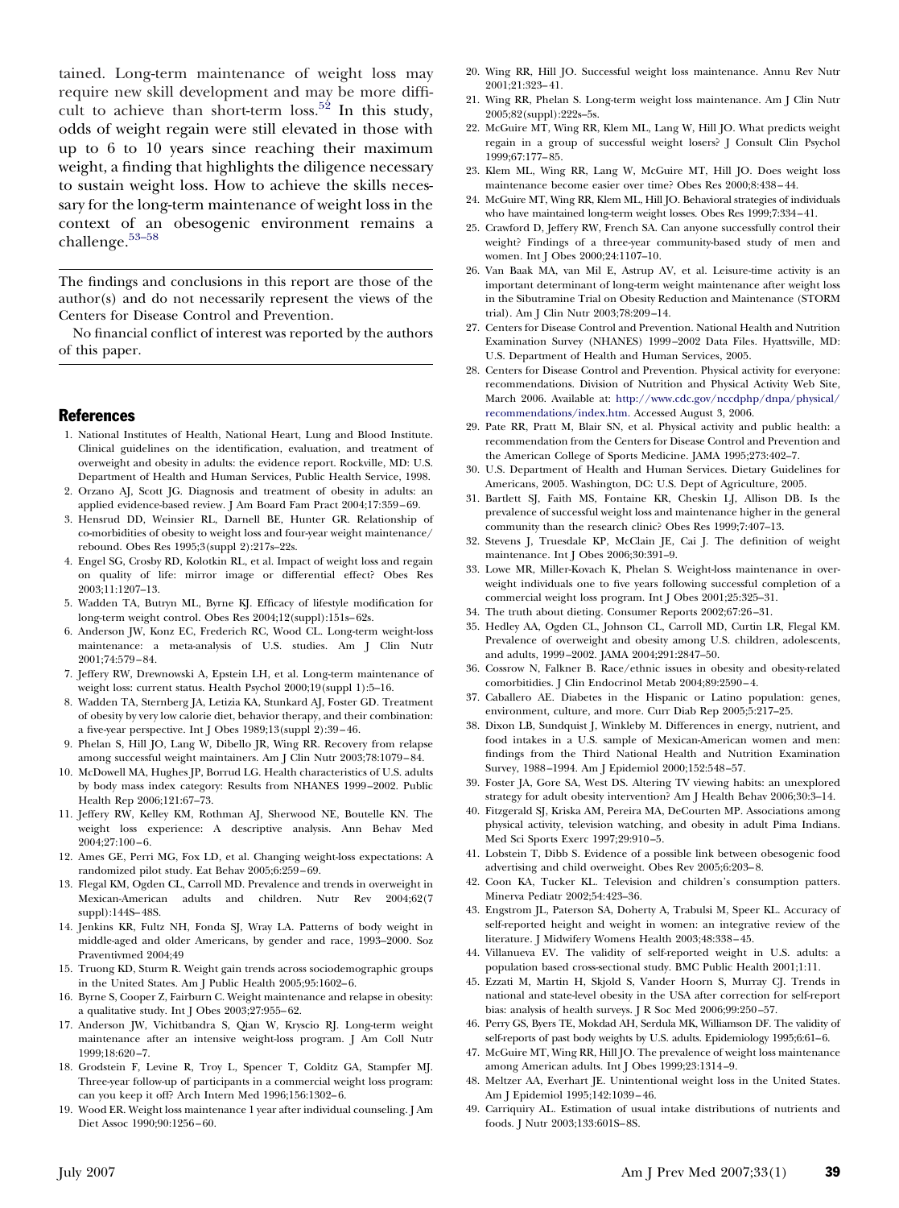tained. Long-term maintenance of weight loss may require new skill development and may be more difficult to achieve than short-term loss.[52] In this study, odds of weight regain were still elevated in those with up to 6 to 10 years since reaching their maximum weight, a finding that highlights the diligence necessary to sustain weight loss. How to achieve the skills necessary for the long-term maintenance of weight loss in the context of an obesogenic environment remains a challenge.[53–58]

The findings and conclusions in this report are those of the author(s) and do not necessarily represent the views of the Centers for Disease Control and Prevention.

No financial conflict of interest was reported by the authors of this paper.

## References

1. National Institutes of Health, National Heart, Lung and Blood Institute. Clinical guidelines on the identification, evaluation, and treatment of overweight and obesity in adults: the evidence report. Rockville, MD: U.S. Department of Health and Human Services, Public Health Service, 1998.
2. Orzano AJ, Scott JG. Diagnosis and treatment of obesity in adults: an applied evidence-based review. J Am Board Fam Pract 2004;17:359–69.
3. Hensrud DD, Weinsier RL, Darnell BE, Hunter GR. Relationship of co-morbidities of obesity to weight loss and four-year weight maintenance/rebound. Obes Res 1995;3(suppl 2):217s–22s.
4. Engel SG, Crosby RD, Kolotkin RL, et al. Impact of weight loss and regain on quality of life: mirror image or differential effect? Obes Res 2003;11:1207–13.
5. Wadden TA, Butryn ML, Byrne KJ. Efficacy of lifestyle modification for long-term weight control. Obes Res 2004;12(suppl):151s–62s.
6. Anderson JW, Konz EC, Frederich RC, Wood CL. Long-term weight-loss maintenance: a meta-analysis of U.S. studies. Am J Clin Nutr 2001;74:579–84.
7. Jeffery RW, Drewnowski A, Epstein LH, et al. Long-term maintenance of weight loss: current status. Health Psychol 2000;19(suppl 1):5–16.
8. Wadden TA, Sternberg JA, Letizia KA, Stunkard AJ, Foster GD. Treatment of obesity by very low calorie diet, behavior therapy, and their combination: a five-year perspective. Int J Obes 1989;13(suppl 2):39–46.
9. Phelan S, Hill JO, Lang W, Dibello JR, Wing RR. Recovery from relapse among successful weight maintainers. Am J Clin Nutr 2003;78:1079–84.
10. McDowell MA, Hughes JP, Borrud LG. Health characteristics of U.S. adults by body mass index category: Results from NHANES 1999–2002. Public Health Rep 2006;121:67–73.
11. Jeffery RW, Kelley KM, Rothman AJ, Sherwood NE, Boutelle KN. The weight loss experience: A descriptive analysis. Ann Behav Med 2004;27:100–6.
12. Ames GE, Perri MG, Fox LD, et al. Changing weight-loss expectations: A randomized pilot study. Eat Behav 2005;6:259–69.
13. Flegal KM, Ogden CL, Carroll MD. Prevalence and trends in overweight in Mexican-American adults and children. Nutr Rev 2004;62(7 suppl):144S–48S.
14. Jenkins KR, Fultz NH, Fonda SJ, Wray LA. Patterns of body weight in middle-aged and older Americans, by gender and race, 1993–2000. Soz Praventivmed 2004;49
15. Truong KD, Sturm R. Weight gain trends across sociodemographic groups in the United States. Am J Public Health 2005;95:1602–6.
16. Byrne S, Cooper Z, Fairburn C. Weight maintenance and relapse in obesity: a qualitative study. Int J Obes 2003;27:955–62.
17. Anderson JW, Vichitbandra S, Qian W, Kryscio RJ. Long-term weight maintenance after an intensive weight-loss program. J Am Coll Nutr 1999;18:620–7.
18. Grodstein F, Levine R, Troy L, Spencer T, Colditz GA, Stampfer MJ. Three-year follow-up of participants in a commercial weight loss program: can you keep it off? Arch Intern Med 1996;156:1302–6.
19. Wood ER. Weight loss maintenance 1 year after individual counseling. J Am Diet Assoc 1990;90:1256–60.
20. Wing RR, Hill JO. Successful weight loss maintenance. Annu Rev Nutr 2001;21:323–41.
21. Wing RR, Phelan S. Long-term weight loss maintenance. Am J Clin Nutr 2005;82(suppl):222s–5s.
22. McGuire MT, Wing RR, Klem ML, Lang W, Hill JO. What predicts weight regain in a group of successful weight losers? J Consult Clin Psychol 1999;67:177–85.
23. Klem ML, Wing RR, Lang W, McGuire MT, Hill JO. Does weight loss maintenance become easier over time? Obes Res 2000;8:438–44.
24. McGuire MT, Wing RR, Klem ML, Hill JO. Behavioral strategies of individuals who have maintained long-term weight losses. Obes Res 1999;7:334–41.
25. Crawford D, Jeffery RW, French SA. Can anyone successfully control their weight? Findings of a three-year community-based study of men and women. Int J Obes 2000;24:1107–10.
26. Van Baak MA, van Mil E, Astrup AV, et al. Leisure-time activity is an important determinant of long-term weight maintenance after weight loss in the Sibutramine Trial on Obesity Reduction and Maintenance (STORM trial). Am J Clin Nutr 2003;78:209–14.
27. Centers for Disease Control and Prevention. National Health and Nutrition Examination Survey (NHANES) 1999–2002 Data Files. Hyattsville, MD: U.S. Department of Health and Human Services, 2005.
28. Centers for Disease Control and Prevention. Physical activity for everyone: recommendations. Division of Nutrition and Physical Activity Web Site, March 2006. Available at: http://www.cdc.gov/nccdphp/dnpa/physical/recommendations/index.htm. Accessed August 3, 2006.
29. Pate RR, Pratt M, Blair SN, et al. Physical activity and public health: a recommendation from the Centers for Disease Control and Prevention and the American College of Sports Medicine. JAMA 1995;273:402–7.
30. U.S. Department of Health and Human Services. Dietary Guidelines for Americans, 2005. Washington, DC: U.S. Dept of Agriculture, 2005.
31. Bartlett SJ, Faith MS, Fontaine KR, Cheskin LJ, Allison DB. Is the prevalence of successful weight loss and maintenance higher in the general community than the research clinic? Obes Res 1999;7:407–13.
32. Stevens J, Truesdale KP, McClain JE, Cai J. The definition of weight maintenance. Int J Obes 2006;30:391–9.
33. Lowe MR, Miller-Kovach K, Phelan S. Weight-loss maintenance in overweight individuals one to five years following successful completion of a commercial weight loss program. Int J Obes 2001;25:325–31.
34. The truth about dieting. Consumer Reports 2002;67:26–31.
35. Hedley AA, Ogden CL, Johnson CL, Carroll MD, Curtin LR, Flegal KM. Prevalence of overweight and obesity among U.S. children, adolescents, and adults, 1999–2002. JAMA 2004;291:2847–50.
36. Cossrow N, Falkner B. Race/ethnic issues in obesity and obesity-related comorbidities. J Clin Endocrinol Metab 2004;89:2590–4.
37. Caballero AE. Diabetes in the Hispanic or Latino population: genes, environment, culture, and more. Curr Diab Rep 2005;5:217–25.
38. Dixon LB, Sundquist J, Winkleby M. Differences in energy, nutrient, and food intakes in a U.S. sample of Mexican-American women and men: findings from the Third National Health and Nutrition Examination Survey, 1988–1994. Am J Epidemiol 2000;152:548–57.
39. Foster JA, Gore SA, West DS. Altering TV viewing habits: an unexplored strategy for adult obesity intervention? Am J Health Behav 2006;30:3–14.
40. Fitzgerald SJ, Kriska AM, Pereira MA, DeCourten MP. Associations among physical activity, television watching, and obesity in adult Pima Indians. Med Sci Sports Exerc 1997;29:910–5.
41. Lobstein T, Dibb S. Evidence of a possible link between obesogenic food advertising and child overweight. Obes Rev 2005;6:203–8.
42. Coon KA, Tucker KL. Television and children's consumption patterns. Minerva Pediatr 2002;54:423–36.
43. Engstrom JL, Paterson SA, Doherty A, Trabulsi M, Speer KL. Accuracy of self-reported height and weight in women: an integrative review of the literature. J Midwifery Womens Health 2003;48:338–45.
44. Villanueva EV. The validity of self-reported weight in U.S. adults: a population based cross-sectional study. BMC Public Health 2001;1:11.
45. Ezzati M, Martin H, Skjold S, Vander Hoorn S, Murray CJ. Trends in national and state-level obesity in the USA after correction for self-report bias: analysis of health surveys. J R Soc Med 2006;99:250–57.
46. Perry GS, Byers TE, Mokdad AH, Serdula MK, Williamson DF. The validity of self-reports of past body weights by U.S. adults. Epidemiology 1995;6:61–6.
47. McGuire MT, Wing RR, Hill JO. The prevalence of weight loss maintenance among American adults. Int J Obes 1999;23:1314–9.
48. Meltzer AA, Everhart JE. Unintentional weight loss in the United States. Am J Epidemiol 1995;142:1039–46.
49. Carriquiry AL. Estimation of usual intake distributions of nutrients and foods. J Nutr 2003;133:601S–8S.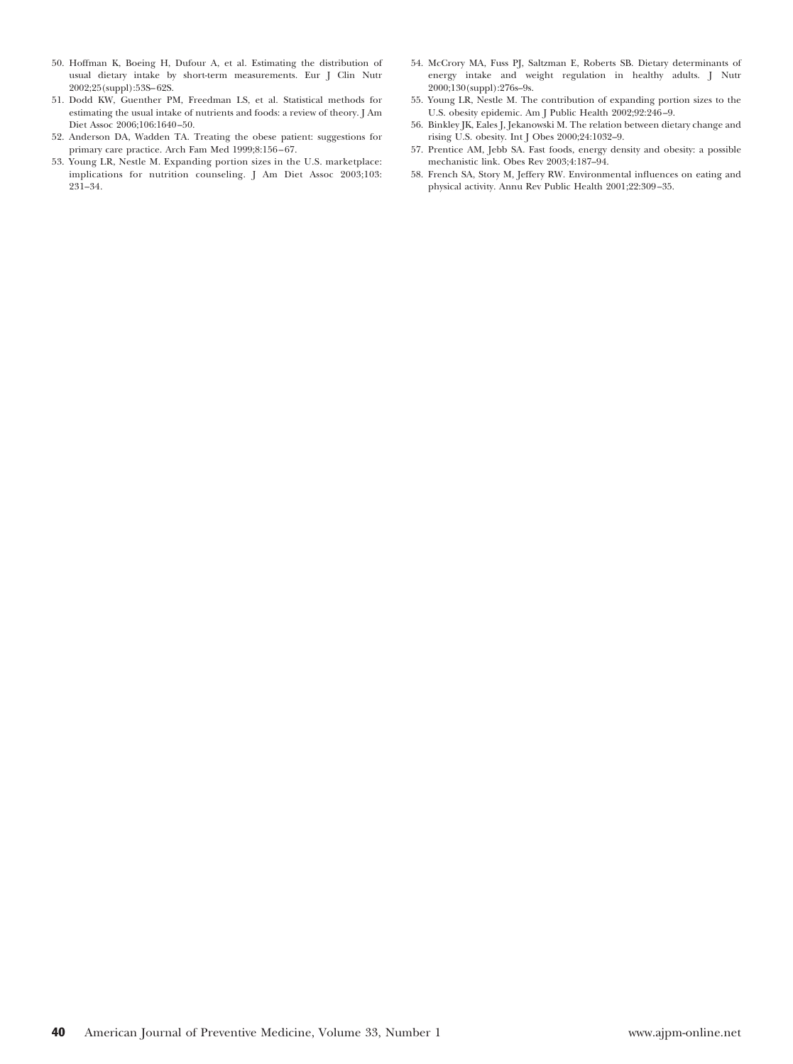50. Hoffman K, Boeing H, Dufour A, et al. Estimating the distribution of usual dietary intake by short-term measurements. Eur J Clin Nutr 2002;25(suppl):53S–62S.
51. Dodd KW, Guenther PM, Freedman LS, et al. Statistical methods for estimating the usual intake of nutrients and foods: a review of theory. J Am Diet Assoc 2006;106:1640–50.
52. Anderson DA, Wadden TA. Treating the obese patient: suggestions for primary care practice. Arch Fam Med 1999;8:156–67.
53. Young LR, Nestle M. Expanding portion sizes in the U.S. marketplace: implications for nutrition counseling. J Am Diet Assoc 2003;103: 231–34.
54. McCrory MA, Fuss PJ, Saltzman E, Roberts SB. Dietary determinants of energy intake and weight regulation in healthy adults. J Nutr 2000;130(suppl):276s–9s.
55. Young LR, Nestle M. The contribution of expanding portion sizes to the U.S. obesity epidemic. Am J Public Health 2002;92:246–9.
56. Binkley JK, Eales J, Jekanowski M. The relation between dietary change and rising U.S. obesity. Int J Obes 2000;24:1032–9.
57. Prentice AM, Jebb SA. Fast foods, energy density and obesity: a possible mechanistic link. Obes Rev 2003;4:187–94.
58. French SA, Story M, Jeffery RW. Environmental influences on eating and physical activity. Annu Rev Public Health 2001;22:309–35.